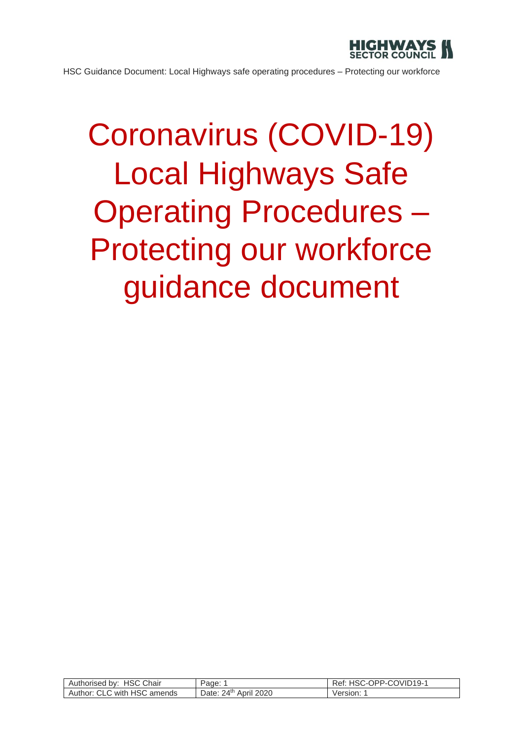# Coronavirus (COVID-19) Local Highways Safe Operating Procedures – Protecting our workforce guidance document

| Authorised by: HSC Chair | Page: 1 | Ref: HSC-OPP-COVID19-1 |
|---|---|---|
| Author: CLC with HSC amends | Date: 24th April 2020 | Version: 1 |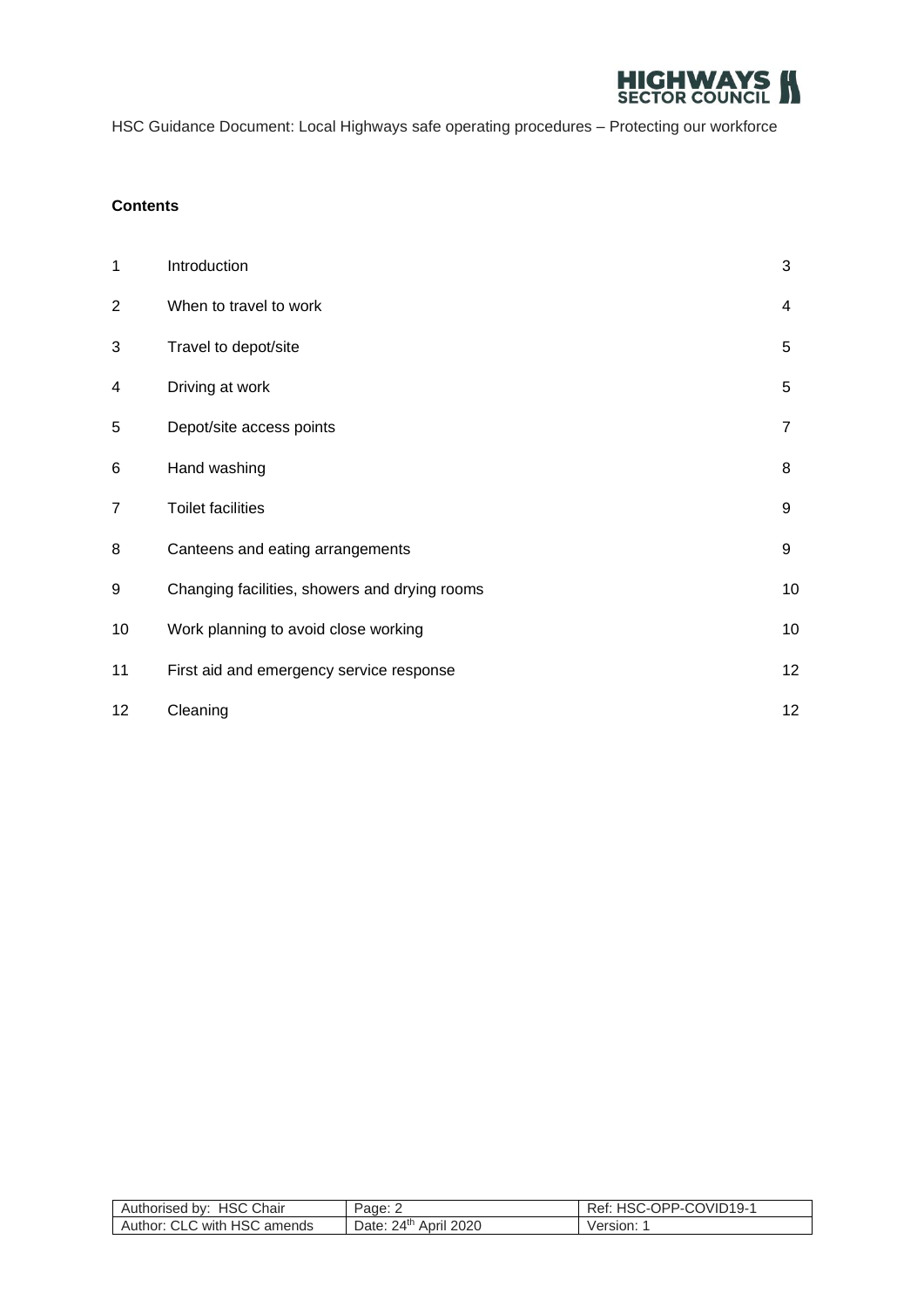**Contents**

| | | |
|---|---|---|
| 1 | Introduction | 3 |
| 2 | When to travel to work | 4 |
| 3 | Travel to depot/site | 5 |
| 4 | Driving at work | 5 |
| 5 | Depot/site access points | 7 |
| 6 | Hand washing | 8 |
| 7 | Toilet facilities | 9 |
| 8 | Canteens and eating arrangements | 9 |
| 9 | Changing facilities, showers and drying rooms | 10 |
| 10 | Work planning to avoid close working | 10 |
| 11 | First aid and emergency service response | 12 |
| 12 | Cleaning | 12 |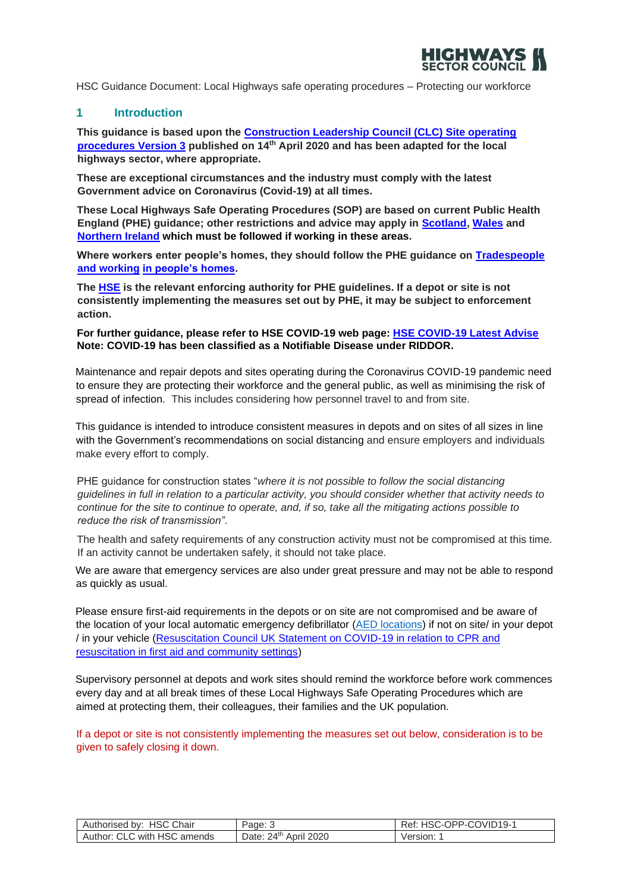## 1 Introduction

**This guidance is based upon the Construction Leadership Council (CLC) Site operating procedures Version 3 published on 14th April 2020 and has been adapted for the local highways sector, where appropriate.**

**These are exceptional circumstances and the industry must comply with the latest Government advice on Coronavirus (Covid-19) at all times.**

**These Local Highways Safe Operating Procedures (SOP) are based on current Public Health England (PHE) guidance; other restrictions and advice may apply in Scotland, Wales and Northern Ireland which must be followed if working in these areas.**

**Where workers enter people's homes, they should follow the PHE guidance on Tradespeople and working in people's homes.**

**The HSE is the relevant enforcing authority for PHE guidelines. If a depot or site is not consistently implementing the measures set out by PHE, it may be subject to enforcement action.**

**For further guidance, please refer to HSE COVID-19 web page: HSE COVID-19 Latest Advise**
**Note: COVID-19 has been classified as a Notifiable Disease under RIDDOR.**

Maintenance and repair depots and sites operating during the Coronavirus COVID-19 pandemic need to ensure they are protecting their workforce and the general public, as well as minimising the risk of spread of infection. This includes considering how personnel travel to and from site.

This guidance is intended to introduce consistent measures in depots and on sites of all sizes in line with the Government's recommendations on social distancing and ensure employers and individuals make every effort to comply.

PHE guidance for construction states "*where it is not possible to follow the social distancing guidelines in full in relation to a particular activity, you should consider whether that activity needs to continue for the site to continue to operate, and, if so, take all the mitigating actions possible to reduce the risk of transmission"*.

The health and safety requirements of any construction activity must not be compromised at this time. If an activity cannot be undertaken safely, it should not take place.

We are aware that emergency services are also under great pressure and may not be able to respond as quickly as usual.

Please ensure first-aid requirements in the depots or on site are not compromised and be aware of the location of your local automatic emergency defibrillator (AED locations) if not on site/ in your depot / in your vehicle (Resuscitation Council UK Statement on COVID-19 in relation to CPR and resuscitation in first aid and community settings)

Supervisory personnel at depots and work sites should remind the workforce before work commences every day and at all break times of these Local Highways Safe Operating Procedures which are aimed at protecting them, their colleagues, their families and the UK population.

If a depot or site is not consistently implementing the measures set out below, consideration is to be given to safely closing it down.

| Authorised by: HSC Chair | Page: 3 | Ref: HSC-OPP-COVID19-1 |
|---|---|---|
| Author: CLC with HSC amends | Date: 24th April 2020 | Version: 1 |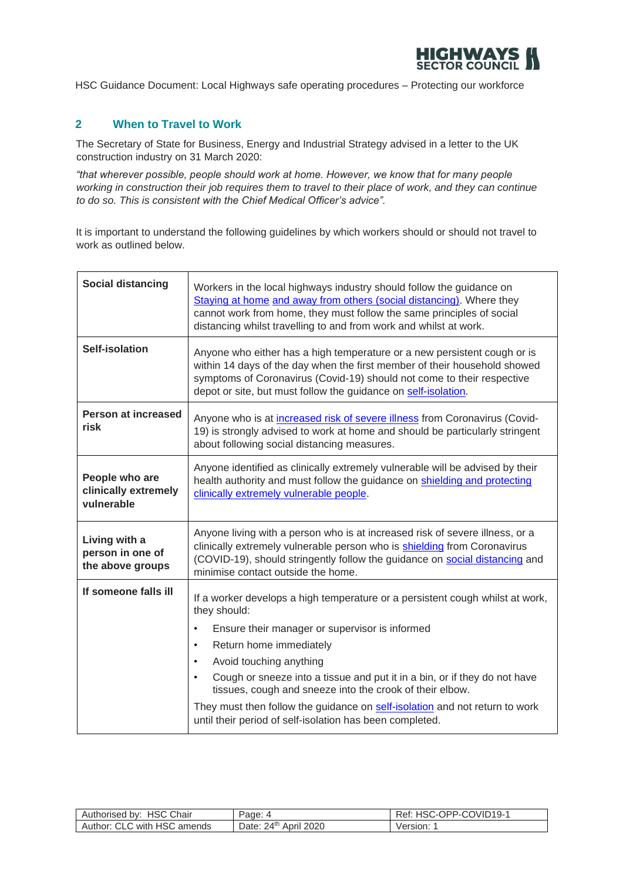## 2 When to Travel to Work

The Secretary of State for Business, Energy and Industrial Strategy advised in a letter to the UK construction industry on 31 March 2020:

*"that wherever possible, people should work at home. However, we know that for many people working in construction their job requires them to travel to their place of work, and they can continue to do so. This is consistent with the Chief Medical Officer's advice".*

It is important to understand the following guidelines by which workers should or should not travel to work as outlined below.

| | |
|---|---|
| **Social distancing** | Workers in the local highways industry should follow the guidance on Staying at home and away from others (social distancing). Where they cannot work from home, they must follow the same principles of social distancing whilst travelling to and from work and whilst at work. |
| **Self-isolation** | Anyone who either has a high temperature or a new persistent cough or is within 14 days of the day when the first member of their household showed symptoms of Coronavirus (Covid-19) should not come to their respective depot or site, but must follow the guidance on self-isolation. |
| **Person at increased risk** | Anyone who is at increased risk of severe illness from Coronavirus (Covid-19) is strongly advised to work at home and should be particularly stringent about following social distancing measures. |
| **People who are clinically extremely vulnerable** | Anyone identified as clinically extremely vulnerable will be advised by their health authority and must follow the guidance on shielding and protecting clinically extremely vulnerable people. |
| **Living with a person in one of the above groups** | Anyone living with a person who is at increased risk of severe illness, or a clinically extremely vulnerable person who is shielding from Coronavirus (COVID-19), should stringently follow the guidance on social distancing and minimise contact outside the home. |
| **If someone falls ill** | If a worker develops a high temperature or a persistent cough whilst at work, they should:<br>• Ensure their manager or supervisor is informed<br>• Return home immediately<br>• Avoid touching anything<br>• Cough or sneeze into a tissue and put it in a bin, or if they do not have tissues, cough and sneeze into the crook of their elbow.<br>They must then follow the guidance on self-isolation and not return to work until their period of self-isolation has been completed. |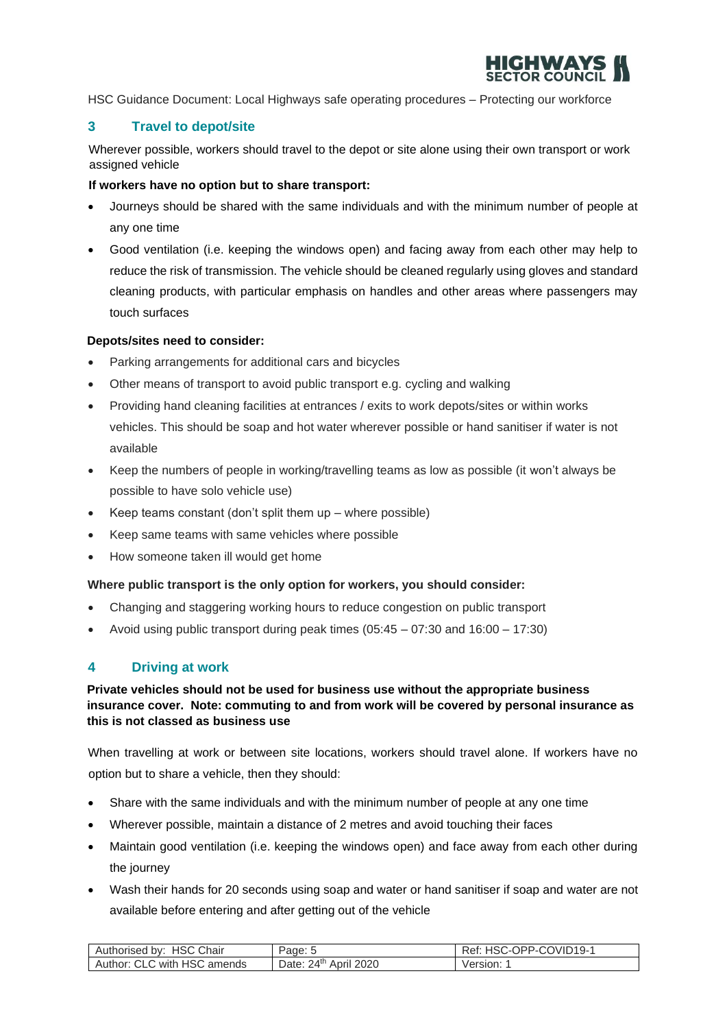## 3 Travel to depot/site

Wherever possible, workers should travel to the depot or site alone using their own transport or work assigned vehicle

**If workers have no option but to share transport:**

- Journeys should be shared with the same individuals and with the minimum number of people at any one time
- Good ventilation (i.e. keeping the windows open) and facing away from each other may help to reduce the risk of transmission. The vehicle should be cleaned regularly using gloves and standard cleaning products, with particular emphasis on handles and other areas where passengers may touch surfaces

**Depots/sites need to consider:**

- Parking arrangements for additional cars and bicycles
- Other means of transport to avoid public transport e.g. cycling and walking
- Providing hand cleaning facilities at entrances / exits to work depots/sites or within works vehicles. This should be soap and hot water wherever possible or hand sanitiser if water is not available
- Keep the numbers of people in working/travelling teams as low as possible (it won't always be possible to have solo vehicle use)
- Keep teams constant (don't split them up – where possible)
- Keep same teams with same vehicles where possible
- How someone taken ill would get home

**Where public transport is the only option for workers, you should consider:**

- Changing and staggering working hours to reduce congestion on public transport
- Avoid using public transport during peak times (05:45 – 07:30 and 16:00 – 17:30)

## 4 Driving at work

**Private vehicles should not be used for business use without the appropriate business insurance cover. Note: commuting to and from work will be covered by personal insurance as this is not classed as business use**

When travelling at work or between site locations, workers should travel alone. If workers have no option but to share a vehicle, then they should:

- Share with the same individuals and with the minimum number of people at any one time
- Wherever possible, maintain a distance of 2 metres and avoid touching their faces
- Maintain good ventilation (i.e. keeping the windows open) and face away from each other during the journey
- Wash their hands for 20 seconds using soap and water or hand sanitiser if soap and water are not available before entering and after getting out of the vehicle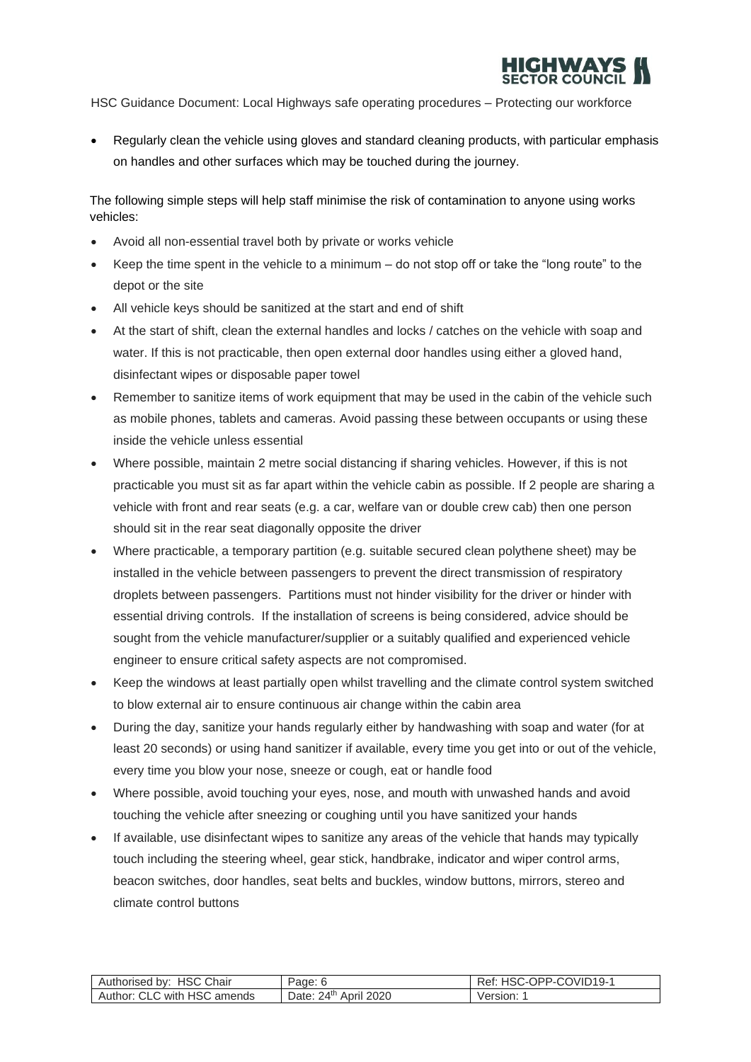- Regularly clean the vehicle using gloves and standard cleaning products, with particular emphasis on handles and other surfaces which may be touched during the journey.

The following simple steps will help staff minimise the risk of contamination to anyone using works vehicles:

- Avoid all non-essential travel both by private or works vehicle
- Keep the time spent in the vehicle to a minimum – do not stop off or take the "long route" to the depot or the site
- All vehicle keys should be sanitized at the start and end of shift
- At the start of shift, clean the external handles and locks / catches on the vehicle with soap and water. If this is not practicable, then open external door handles using either a gloved hand, disinfectant wipes or disposable paper towel
- Remember to sanitize items of work equipment that may be used in the cabin of the vehicle such as mobile phones, tablets and cameras. Avoid passing these between occupants or using these inside the vehicle unless essential
- Where possible, maintain 2 metre social distancing if sharing vehicles. However, if this is not practicable you must sit as far apart within the vehicle cabin as possible. If 2 people are sharing a vehicle with front and rear seats (e.g. a car, welfare van or double crew cab) then one person should sit in the rear seat diagonally opposite the driver
- Where practicable, a temporary partition (e.g. suitable secured clean polythene sheet) may be installed in the vehicle between passengers to prevent the direct transmission of respiratory droplets between passengers. Partitions must not hinder visibility for the driver or hinder with essential driving controls. If the installation of screens is being considered, advice should be sought from the vehicle manufacturer/supplier or a suitably qualified and experienced vehicle engineer to ensure critical safety aspects are not compromised.
- Keep the windows at least partially open whilst travelling and the climate control system switched to blow external air to ensure continuous air change within the cabin area
- During the day, sanitize your hands regularly either by handwashing with soap and water (for at least 20 seconds) or using hand sanitizer if available, every time you get into or out of the vehicle, every time you blow your nose, sneeze or cough, eat or handle food
- Where possible, avoid touching your eyes, nose, and mouth with unwashed hands and avoid touching the vehicle after sneezing or coughing until you have sanitized your hands
- If available, use disinfectant wipes to sanitize any areas of the vehicle that hands may typically touch including the steering wheel, gear stick, handbrake, indicator and wiper control arms, beacon switches, door handles, seat belts and buckles, window buttons, mirrors, stereo and climate control buttons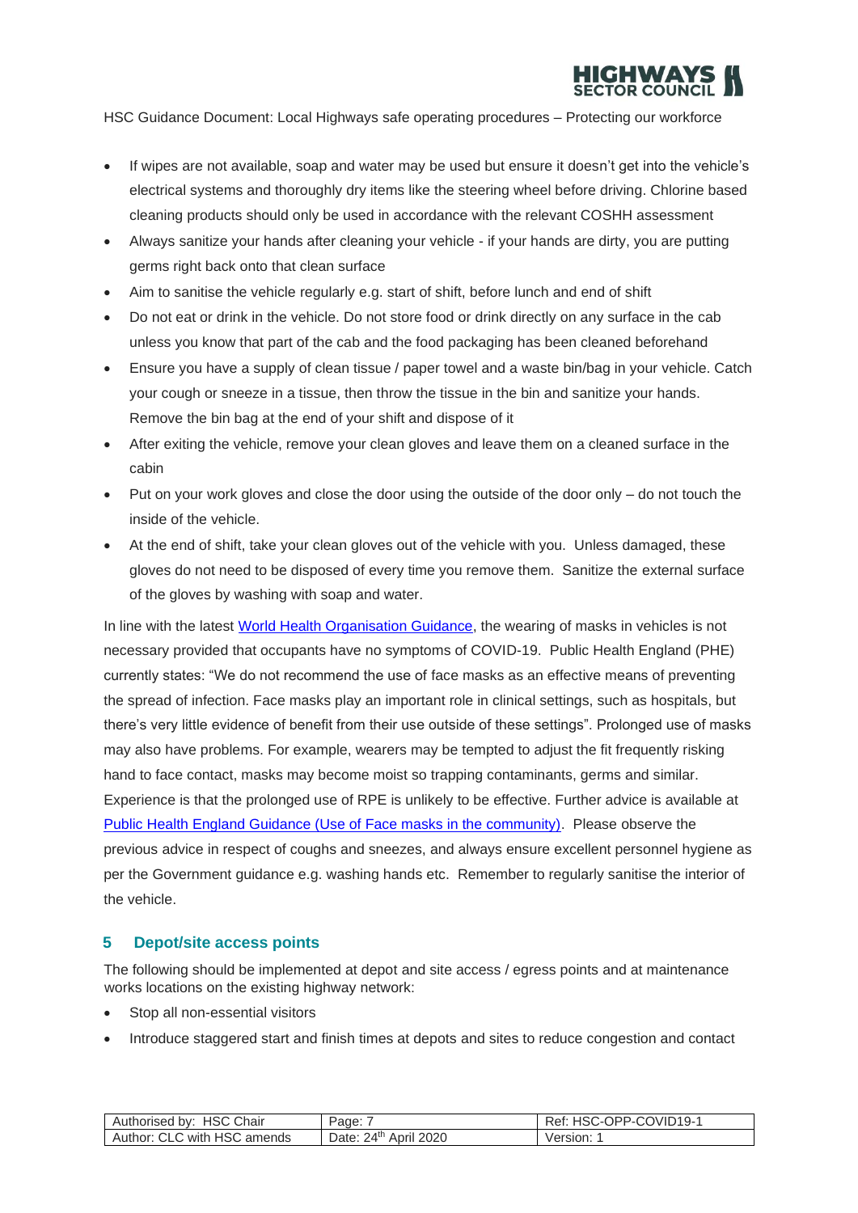- If wipes are not available, soap and water may be used but ensure it doesn't get into the vehicle's electrical systems and thoroughly dry items like the steering wheel before driving. Chlorine based cleaning products should only be used in accordance with the relevant COSHH assessment
- Always sanitize your hands after cleaning your vehicle - if your hands are dirty, you are putting germs right back onto that clean surface
- Aim to sanitise the vehicle regularly e.g. start of shift, before lunch and end of shift
- Do not eat or drink in the vehicle. Do not store food or drink directly on any surface in the cab unless you know that part of the cab and the food packaging has been cleaned beforehand
- Ensure you have a supply of clean tissue / paper towel and a waste bin/bag in your vehicle. Catch your cough or sneeze in a tissue, then throw the tissue in the bin and sanitize your hands. Remove the bin bag at the end of your shift and dispose of it
- After exiting the vehicle, remove your clean gloves and leave them on a cleaned surface in the cabin
- Put on your work gloves and close the door using the outside of the door only – do not touch the inside of the vehicle.
- At the end of shift, take your clean gloves out of the vehicle with you. Unless damaged, these gloves do not need to be disposed of every time you remove them. Sanitize the external surface of the gloves by washing with soap and water.

In line with the latest World Health Organisation Guidance, the wearing of masks in vehicles is not necessary provided that occupants have no symptoms of COVID-19. Public Health England (PHE) currently states: "We do not recommend the use of face masks as an effective means of preventing the spread of infection. Face masks play an important role in clinical settings, such as hospitals, but there's very little evidence of benefit from their use outside of these settings". Prolonged use of masks may also have problems. For example, wearers may be tempted to adjust the fit frequently risking hand to face contact, masks may become moist so trapping contaminants, germs and similar. Experience is that the prolonged use of RPE is unlikely to be effective. Further advice is available at Public Health England Guidance (Use of Face masks in the community). Please observe the previous advice in respect of coughs and sneezes, and always ensure excellent personnel hygiene as per the Government guidance e.g. washing hands etc. Remember to regularly sanitise the interior of the vehicle.

## 5 Depot/site access points

The following should be implemented at depot and site access / egress points and at maintenance works locations on the existing highway network:

- Stop all non-essential visitors
- Introduce staggered start and finish times at depots and sites to reduce congestion and contact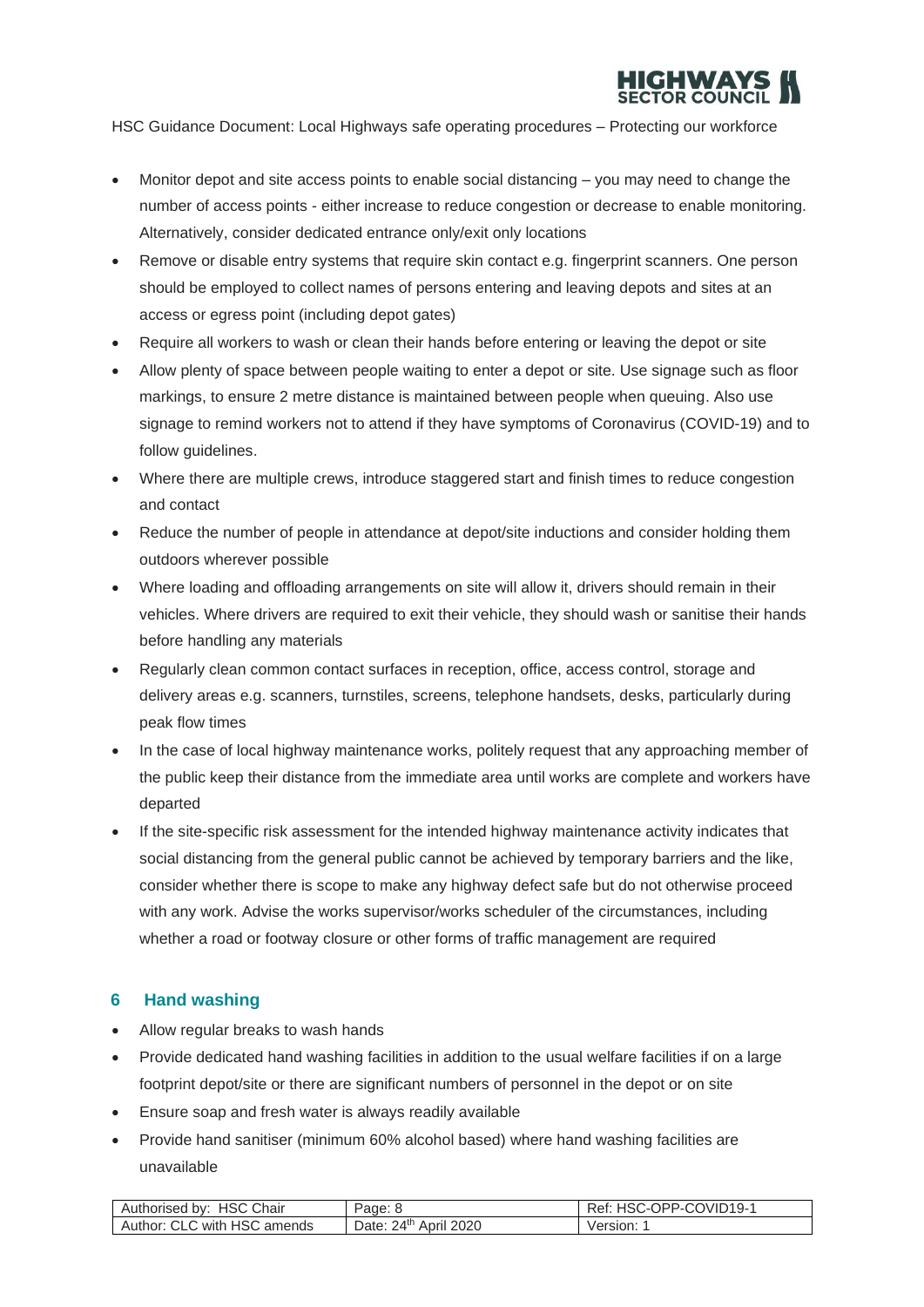- Monitor depot and site access points to enable social distancing – you may need to change the number of access points - either increase to reduce congestion or decrease to enable monitoring. Alternatively, consider dedicated entrance only/exit only locations
- Remove or disable entry systems that require skin contact e.g. fingerprint scanners. One person should be employed to collect names of persons entering and leaving depots and sites at an access or egress point (including depot gates)
- Require all workers to wash or clean their hands before entering or leaving the depot or site
- Allow plenty of space between people waiting to enter a depot or site. Use signage such as floor markings, to ensure 2 metre distance is maintained between people when queuing. Also use signage to remind workers not to attend if they have symptoms of Coronavirus (COVID-19) and to follow guidelines.
- Where there are multiple crews, introduce staggered start and finish times to reduce congestion and contact
- Reduce the number of people in attendance at depot/site inductions and consider holding them outdoors wherever possible
- Where loading and offloading arrangements on site will allow it, drivers should remain in their vehicles. Where drivers are required to exit their vehicle, they should wash or sanitise their hands before handling any materials
- Regularly clean common contact surfaces in reception, office, access control, storage and delivery areas e.g. scanners, turnstiles, screens, telephone handsets, desks, particularly during peak flow times
- In the case of local highway maintenance works, politely request that any approaching member of the public keep their distance from the immediate area until works are complete and workers have departed
- If the site-specific risk assessment for the intended highway maintenance activity indicates that social distancing from the general public cannot be achieved by temporary barriers and the like, consider whether there is scope to make any highway defect safe but do not otherwise proceed with any work. Advise the works supervisor/works scheduler of the circumstances, including whether a road or footway closure or other forms of traffic management are required

## 6 Hand washing

- Allow regular breaks to wash hands
- Provide dedicated hand washing facilities in addition to the usual welfare facilities if on a large footprint depot/site or there are significant numbers of personnel in the depot or on site
- Ensure soap and fresh water is always readily available
- Provide hand sanitiser (minimum 60% alcohol based) where hand washing facilities are unavailable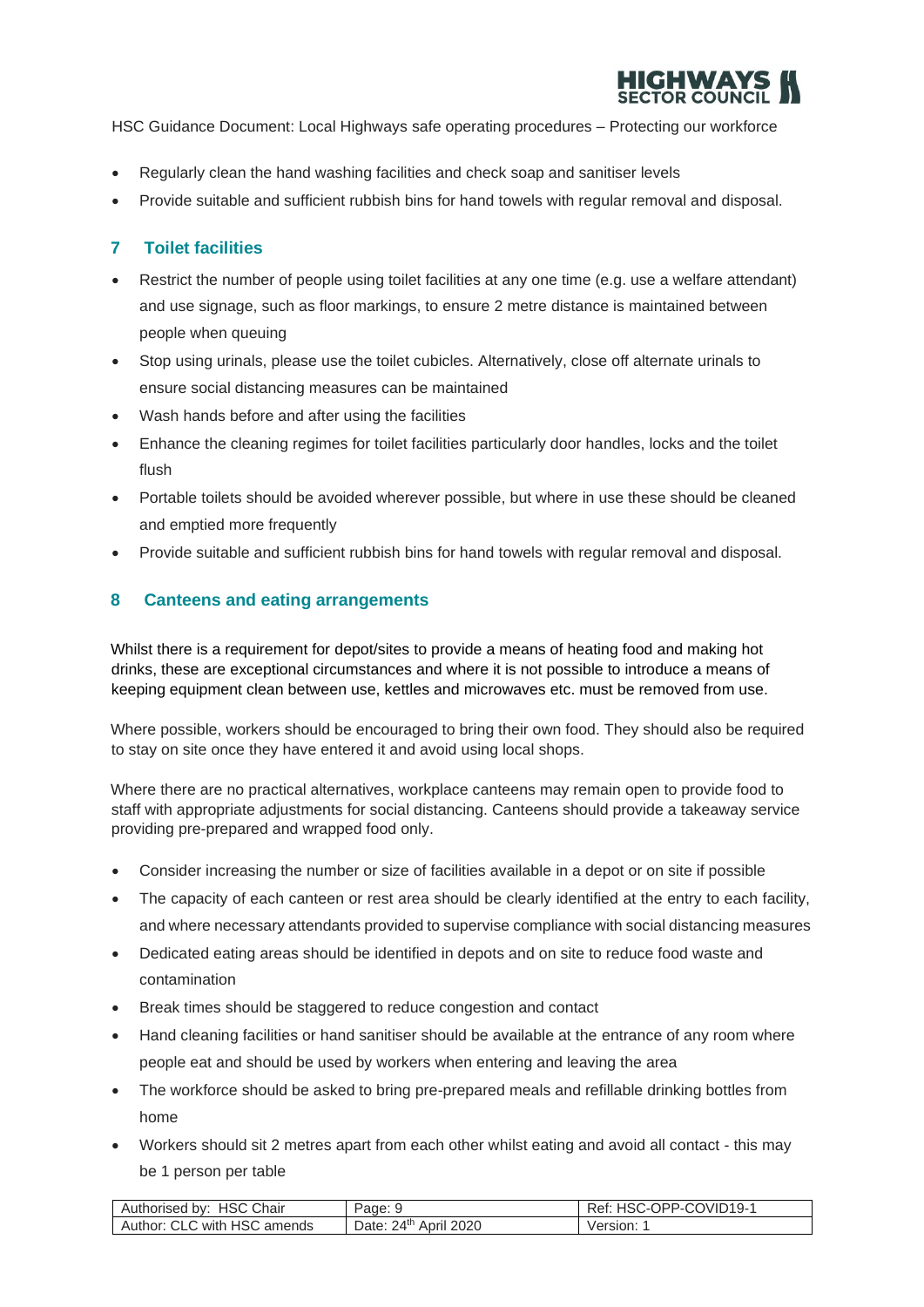- Regularly clean the hand washing facilities and check soap and sanitiser levels
- Provide suitable and sufficient rubbish bins for hand towels with regular removal and disposal.

## 7 Toilet facilities

- Restrict the number of people using toilet facilities at any one time (e.g. use a welfare attendant) and use signage, such as floor markings, to ensure 2 metre distance is maintained between people when queuing
- Stop using urinals, please use the toilet cubicles. Alternatively, close off alternate urinals to ensure social distancing measures can be maintained
- Wash hands before and after using the facilities
- Enhance the cleaning regimes for toilet facilities particularly door handles, locks and the toilet flush
- Portable toilets should be avoided wherever possible, but where in use these should be cleaned and emptied more frequently
- Provide suitable and sufficient rubbish bins for hand towels with regular removal and disposal.

## 8 Canteens and eating arrangements

Whilst there is a requirement for depot/sites to provide a means of heating food and making hot drinks, these are exceptional circumstances and where it is not possible to introduce a means of keeping equipment clean between use, kettles and microwaves etc. must be removed from use.

Where possible, workers should be encouraged to bring their own food. They should also be required to stay on site once they have entered it and avoid using local shops.

Where there are no practical alternatives, workplace canteens may remain open to provide food to staff with appropriate adjustments for social distancing. Canteens should provide a takeaway service providing pre-prepared and wrapped food only.

- Consider increasing the number or size of facilities available in a depot or on site if possible
- The capacity of each canteen or rest area should be clearly identified at the entry to each facility, and where necessary attendants provided to supervise compliance with social distancing measures
- Dedicated eating areas should be identified in depots and on site to reduce food waste and contamination
- Break times should be staggered to reduce congestion and contact
- Hand cleaning facilities or hand sanitiser should be available at the entrance of any room where people eat and should be used by workers when entering and leaving the area
- The workforce should be asked to bring pre-prepared meals and refillable drinking bottles from home
- Workers should sit 2 metres apart from each other whilst eating and avoid all contact - this may be 1 person per table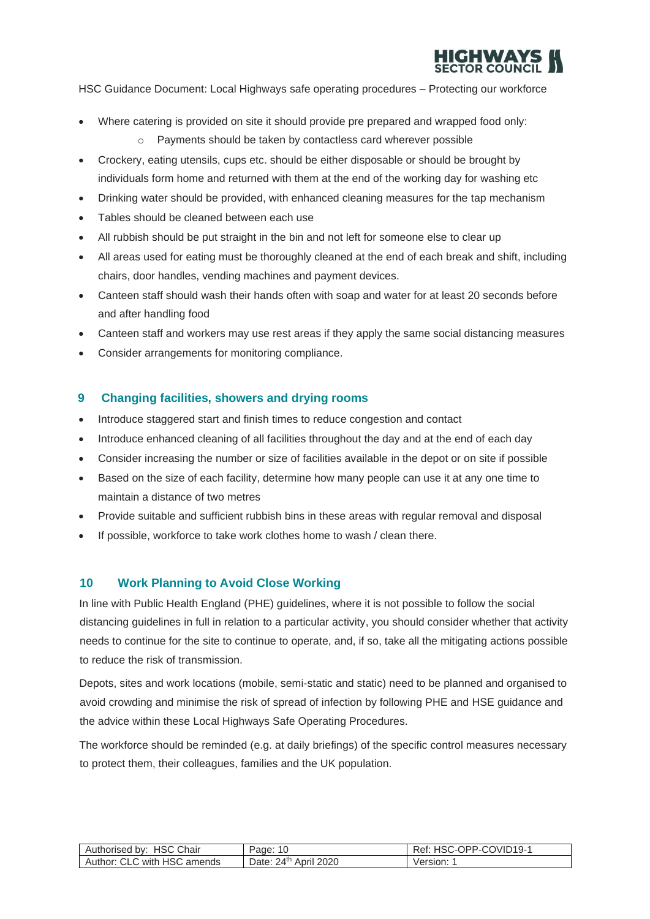- Where catering is provided on site it should provide pre prepared and wrapped food only:
  - Payments should be taken by contactless card wherever possible
- Crockery, eating utensils, cups etc. should be either disposable or should be brought by individuals form home and returned with them at the end of the working day for washing etc
- Drinking water should be provided, with enhanced cleaning measures for the tap mechanism
- Tables should be cleaned between each use
- All rubbish should be put straight in the bin and not left for someone else to clear up
- All areas used for eating must be thoroughly cleaned at the end of each break and shift, including chairs, door handles, vending machines and payment devices.
- Canteen staff should wash their hands often with soap and water for at least 20 seconds before and after handling food
- Canteen staff and workers may use rest areas if they apply the same social distancing measures
- Consider arrangements for monitoring compliance.

## 9 Changing facilities, showers and drying rooms

- Introduce staggered start and finish times to reduce congestion and contact
- Introduce enhanced cleaning of all facilities throughout the day and at the end of each day
- Consider increasing the number or size of facilities available in the depot or on site if possible
- Based on the size of each facility, determine how many people can use it at any one time to maintain a distance of two metres
- Provide suitable and sufficient rubbish bins in these areas with regular removal and disposal
- If possible, workforce to take work clothes home to wash / clean there.

## 10 Work Planning to Avoid Close Working

In line with Public Health England (PHE) guidelines, where it is not possible to follow the social distancing guidelines in full in relation to a particular activity, you should consider whether that activity needs to continue for the site to continue to operate, and, if so, take all the mitigating actions possible to reduce the risk of transmission.

Depots, sites and work locations (mobile, semi-static and static) need to be planned and organised to avoid crowding and minimise the risk of spread of infection by following PHE and HSE guidance and the advice within these Local Highways Safe Operating Procedures.

The workforce should be reminded (e.g. at daily briefings) of the specific control measures necessary to protect them, their colleagues, families and the UK population.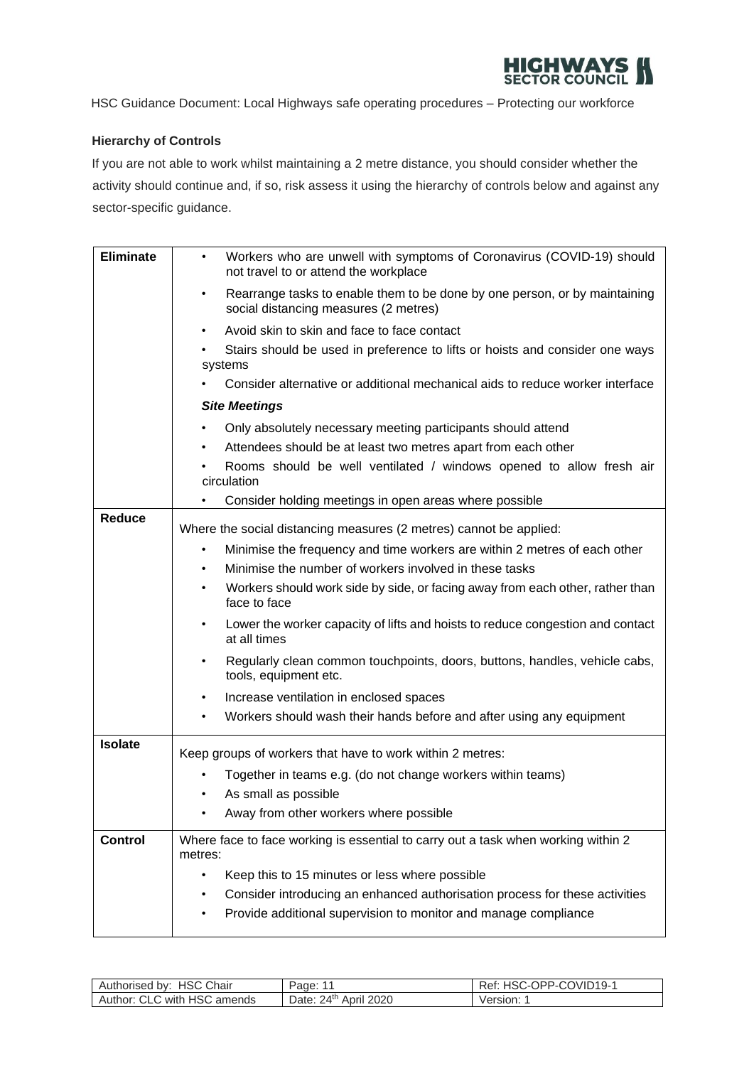**Hierarchy of Controls**

If you are not able to work whilst maintaining a 2 metre distance, you should consider whether the activity should continue and, if so, risk assess it using the hierarchy of controls below and against any sector-specific guidance.

| | |
|---|---|
| **Eliminate** | • Workers who are unwell with symptoms of Coronavirus (COVID-19) should not travel to or attend the workplace<br>• Rearrange tasks to enable them to be done by one person, or by maintaining social distancing measures (2 metres)<br>• Avoid skin to skin and face to face contact<br>• Stairs should be used in preference to lifts or hoists and consider one ways systems<br>• Consider alternative or additional mechanical aids to reduce worker interface<br>***Site Meetings***<br>• Only absolutely necessary meeting participants should attend<br>• Attendees should be at least two metres apart from each other<br>• Rooms should be well ventilated / windows opened to allow fresh air circulation<br>• Consider holding meetings in open areas where possible |
| **Reduce** | Where the social distancing measures (2 metres) cannot be applied:<br>• Minimise the frequency and time workers are within 2 metres of each other<br>• Minimise the number of workers involved in these tasks<br>• Workers should work side by side, or facing away from each other, rather than face to face<br>• Lower the worker capacity of lifts and hoists to reduce congestion and contact at all times<br>• Regularly clean common touchpoints, doors, buttons, handles, vehicle cabs, tools, equipment etc.<br>• Increase ventilation in enclosed spaces<br>• Workers should wash their hands before and after using any equipment |
| **Isolate** | Keep groups of workers that have to work within 2 metres:<br>• Together in teams e.g. (do not change workers within teams)<br>• As small as possible<br>• Away from other workers where possible |
| **Control** | Where face to face working is essential to carry out a task when working within 2 metres:<br>• Keep this to 15 minutes or less where possible<br>• Consider introducing an enhanced authorisation process for these activities<br>• Provide additional supervision to monitor and manage compliance |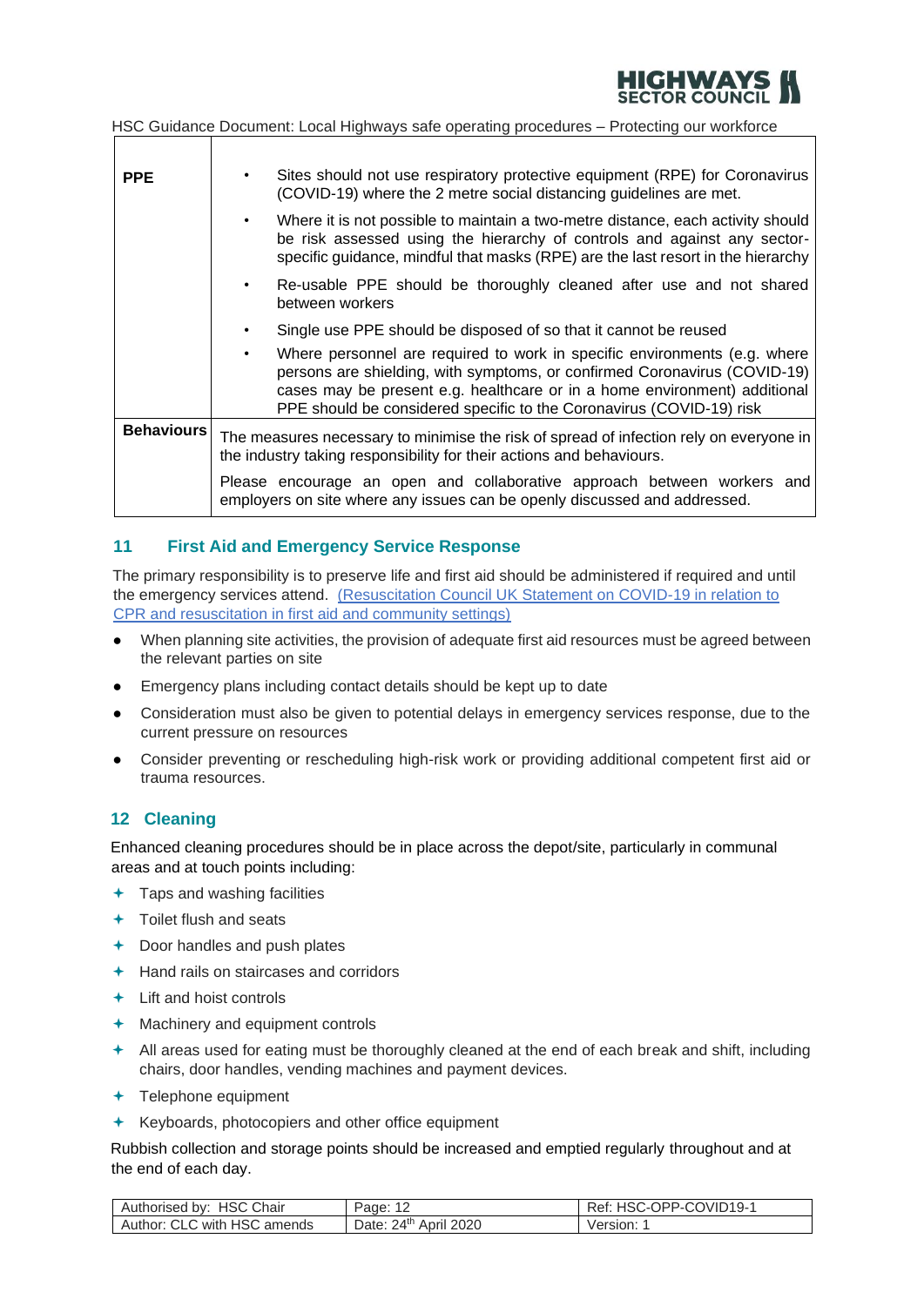| | |
|---|---|
| **PPE** | • Sites should not use respiratory protective equipment (RPE) for Coronavirus (COVID-19) where the 2 metre social distancing guidelines are met.<br>• Where it is not possible to maintain a two-metre distance, each activity should be risk assessed using the hierarchy of controls and against any sector-specific guidance, mindful that masks (RPE) are the last resort in the hierarchy<br>• Re-usable PPE should be thoroughly cleaned after use and not shared between workers<br>• Single use PPE should be disposed of so that it cannot be reused<br>• Where personnel are required to work in specific environments (e.g. where persons are shielding, with symptoms, or confirmed Coronavirus (COVID-19) cases may be present e.g. healthcare or in a home environment) additional PPE should be considered specific to the Coronavirus (COVID-19) risk |
| **Behaviours** | The measures necessary to minimise the risk of spread of infection rely on everyone in the industry taking responsibility for their actions and behaviours.<br>Please encourage an open and collaborative approach between workers and employers on site where any issues can be openly discussed and addressed. |

## 11 First Aid and Emergency Service Response

The primary responsibility is to preserve life and first aid should be administered if required and until the emergency services attend. (Resuscitation Council UK Statement on COVID-19 in relation to CPR and resuscitation in first aid and community settings)

- When planning site activities, the provision of adequate first aid resources must be agreed between the relevant parties on site
- Emergency plans including contact details should be kept up to date
- Consideration must also be given to potential delays in emergency services response, due to the current pressure on resources
- Consider preventing or rescheduling high-risk work or providing additional competent first aid or trauma resources.

## 12 Cleaning

Enhanced cleaning procedures should be in place across the depot/site, particularly in communal areas and at touch points including:

- Taps and washing facilities
- Toilet flush and seats
- Door handles and push plates
- Hand rails on staircases and corridors
- Lift and hoist controls
- Machinery and equipment controls
- All areas used for eating must be thoroughly cleaned at the end of each break and shift, including chairs, door handles, vending machines and payment devices.
- Telephone equipment
- Keyboards, photocopiers and other office equipment

Rubbish collection and storage points should be increased and emptied regularly throughout and at the end of each day.